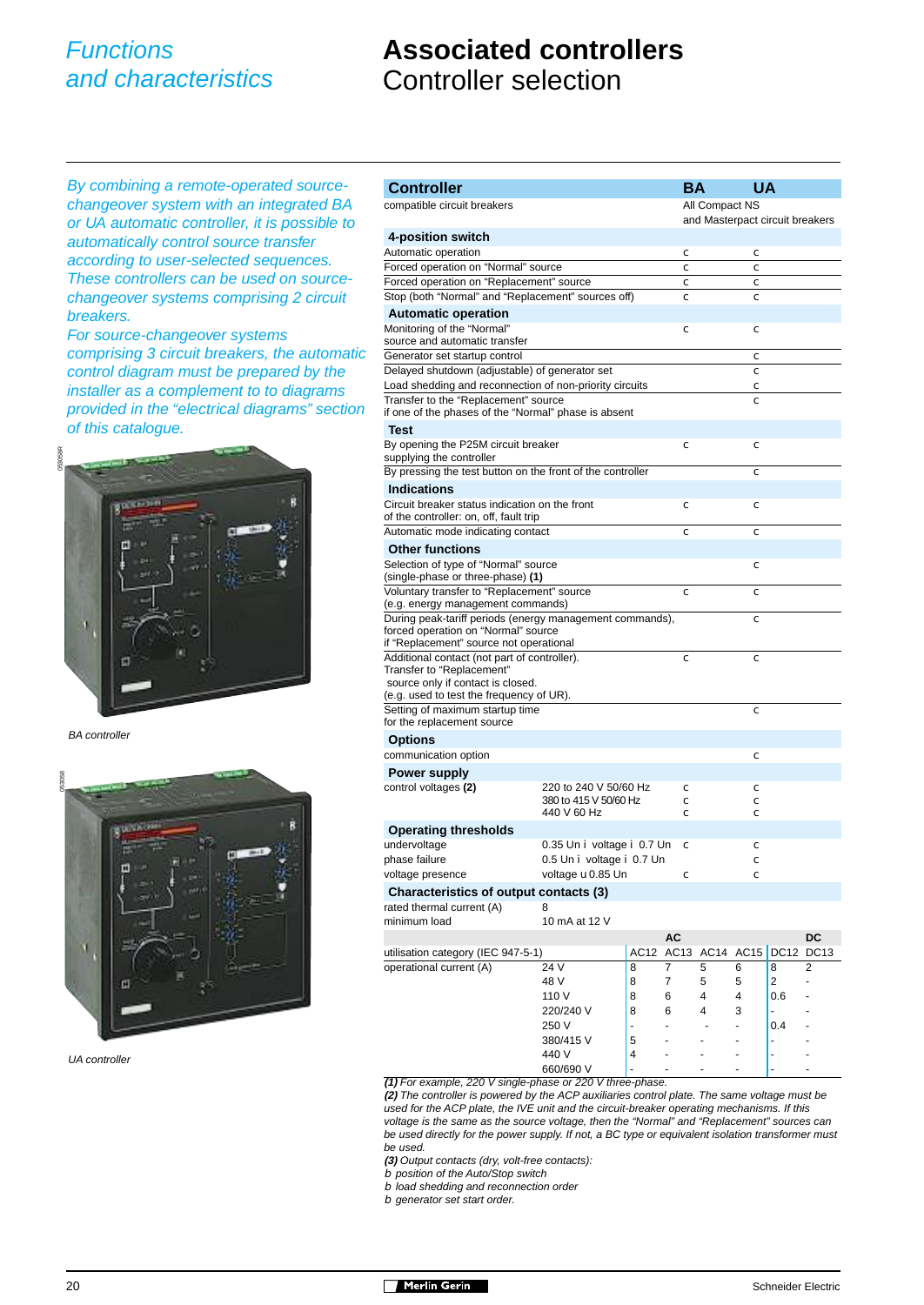# Functions and characteristics

# Associated controllers
## Controller selection

*By combining a remote-operated source-changeover system with an integrated BA or UA automatic controller, it is possible to automatically control source transfer according to user-selected sequences. These controllers can be used on source-changeover systems comprising 2 circuit breakers.*
*For source-changeover systems comprising 3 circuit breakers, the automatic control diagram must be prepared by the installer as a complement to diagrams provided in the "electrical diagrams" section of this catalogue.*

*BA controller*

*UA controller*

| Controller | | BA | UA |
|---|---|---|---|
| compatible circuit breakers | | All Compact NS and Masterpact circuit breakers | |
| **4-position switch** | | | |
| Automatic operation | | c | c |
| Forced operation on "Normal" source | | c | c |
| Forced operation on "Replacement" source | | c | c |
| Stop (both "Normal" and "Replacement" sources off) | | c | c |
| **Automatic operation** | | | |
| Monitoring of the "Normal" source and automatic transfer | | c | c |
| Generator set startup control | | | c |
| Delayed shutdown (adjustable) of generator set | | | c |
| Load shedding and reconnection of non-priority circuits | | | c |
| Transfer to the "Replacement" source if one of the phases of the "Normal" phase is absent | | | c |
| **Test** | | | |
| By opening the P25M circuit breaker supplying the controller | | c | c |
| By pressing the test button on the front of the controller | | | c |
| **Indications** | | | |
| Circuit breaker status indication on the front of the controller: on, off, fault trip | | c | c |
| Automatic mode indicating contact | | c | c |
| **Other functions** | | | |
| Selection of type of "Normal" source (single-phase or three-phase) **(1)** | | | c |
| Voluntary transfer to "Replacement" source (e.g. energy management commands) | | c | c |
| During peak-tariff periods (energy management commands), forced operation on "Normal" source if "Replacement" source not operational | | | c |
| Additional contact (not part of controller). Transfer to "Replacement" source only if contact is closed. (e.g. used to test the frequency of UR). | | c | c |
| Setting of maximum startup time for the replacement source | | | c |
| **Options** | | | |
| communication option | | | c |
| **Power supply** | | | |
| control voltages **(2)** | 220 to 240 V 50/60 Hz | c | c |
| | 380 to 415 V 50/60 Hz | c | c |
| | 440 V 60 Hz | c | c |
| **Operating thresholds** | | | |
| undervoltage | 0.35 Un ≤ voltage ≤ 0.7 Un | c | c |
| phase failure | 0.5 Un ≤ voltage ≤ 0.7 Un | | c |
| voltage presence | voltage ≥ 0.85 Un | c | c |

**Characteristics of output contacts (3)**

| | | | | | | | |
|---|---|---|---|---|---|---|---|
| rated thermal current (A) | 8 | | | | | | |
| minimum load | 10 mA at 12 V | | | | | | |

| | | AC | | | | DC | |
|---|---|---|---|---|---|---|---|
| utilisation category (IEC 947-5-1) | | AC12 | AC13 | AC14 | AC15 | DC12 | DC13 |
| operational current (A) | 24 V | 8 | 7 | 5 | 6 | 8 | 2 |
| | 48 V | 8 | 7 | 5 | 5 | 2 | - |
| | 110 V | 8 | 6 | 4 | 4 | 0.6 | - |
| | 220/240 V | 8 | 6 | 4 | 3 | - | - |
| | 250 V | - | - | - | - | 0.4 | - |
| | 380/415 V | 5 | - | - | - | - | - |
| | 440 V | 4 | - | - | - | - | - |
| | 660/690 V | - | - | - | - | - | - |

***(1)*** *For example, 220 V single-phase or 220 V three-phase.*
***(2)*** *The controller is powered by the ACP auxiliaries control plate. The same voltage must be used for the ACP plate, the IVE unit and the circuit-breaker operating mechanisms. If this voltage is the same as the source voltage, then the "Normal" and "Replacement" sources can be used directly for the power supply. If not, a BC type or equivalent isolation transformer must be used.*
***(3)*** *Output contacts (dry, volt-free contacts):*
- *position of the Auto/Stop switch*
- *load shedding and reconnection order*
- *generator set start order.*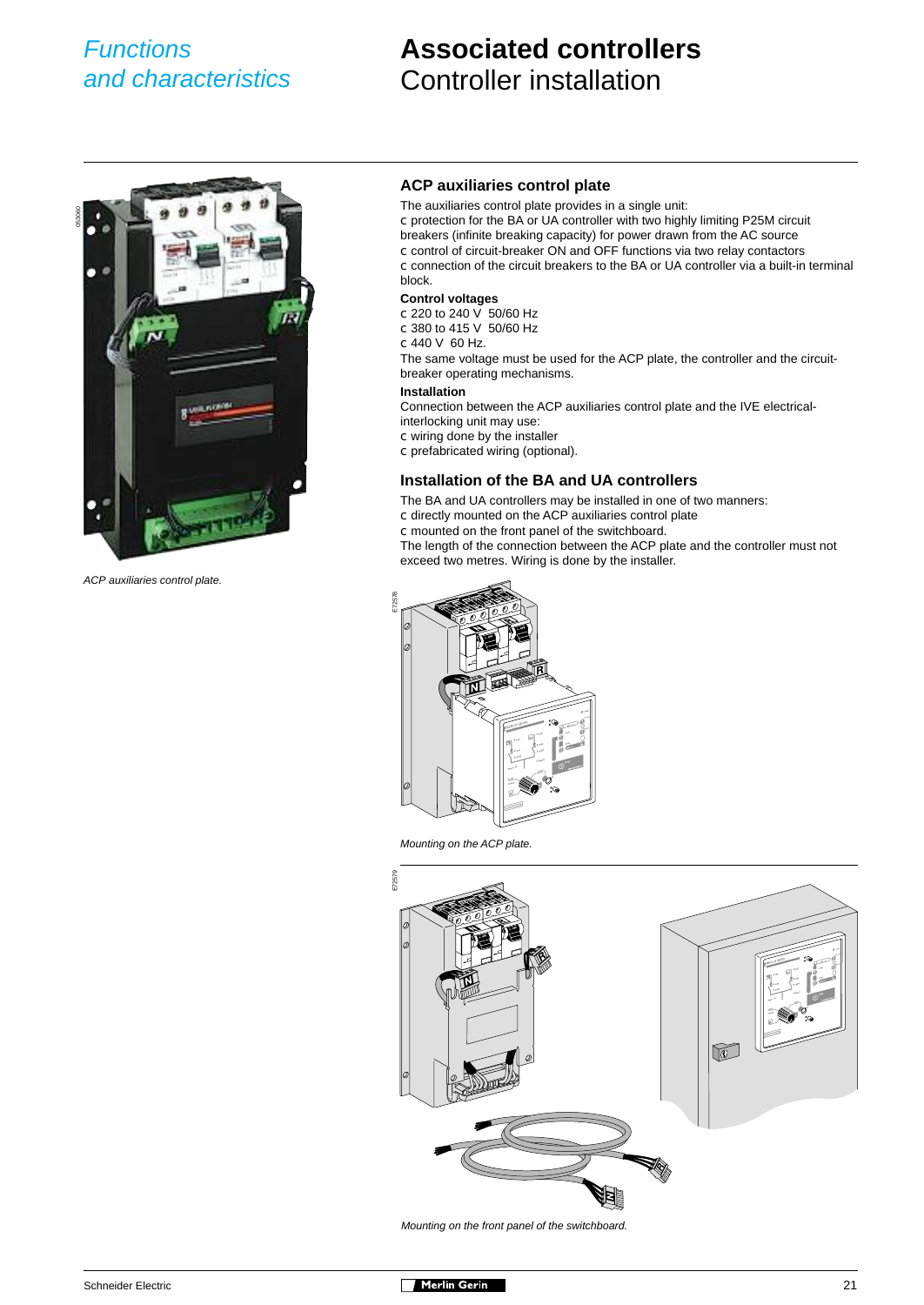# Associated controllers
## Controller installation

*ACP auxiliaries control plate.*

### ACP auxiliaries control plate

The auxiliaries control plate provides in a single unit:
c protection for the BA or UA controller with two highly limiting P25M circuit breakers (infinite breaking capacity) for power drawn from the AC source
c control of circuit-breaker ON and OFF functions via two relay contactors
c connection of the circuit breakers to the BA or UA controller via a built-in terminal block.

**Control voltages**
c 220 to 240 V 50/60 Hz
c 380 to 415 V 50/60 Hz
c 440 V 60 Hz.
The same voltage must be used for the ACP plate, the controller and the circuit-breaker operating mechanisms.

**Installation**
Connection between the ACP auxiliaries control plate and the IVE electrical-interlocking unit may use:
c wiring done by the installer
c prefabricated wiring (optional).

### Installation of the BA and UA controllers

The BA and UA controllers may be installed in one of two manners:
c directly mounted on the ACP auxiliaries control plate
c mounted on the front panel of the switchboard.
The length of the connection between the ACP plate and the controller must not exceed two metres. Wiring is done by the installer.

*Mounting on the ACP plate.*

*Mounting on the front panel of the switchboard.*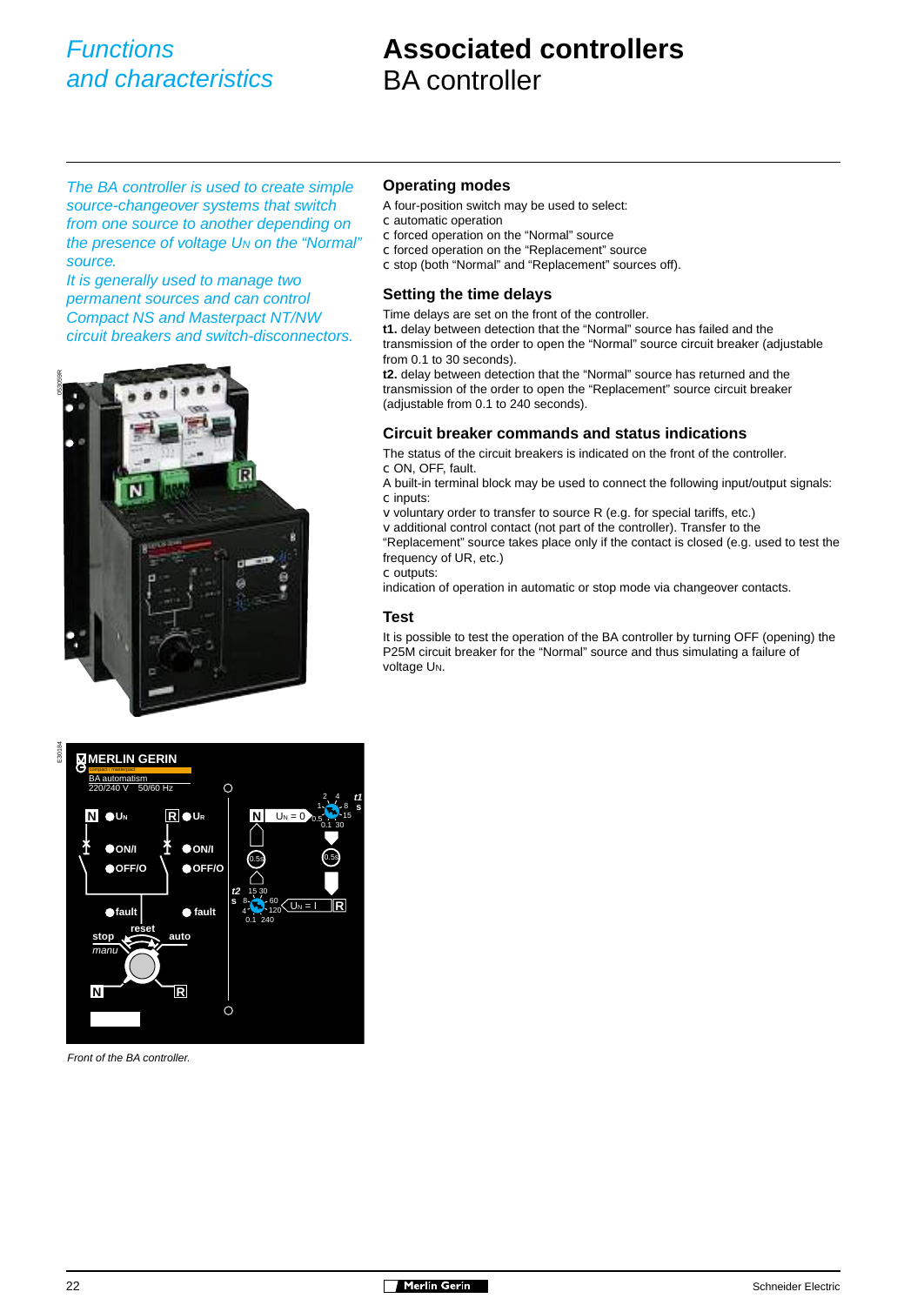# Functions and characteristics

# Associated controllers
## BA controller

*The BA controller is used to create simple source-changeover systems that switch from one source to another depending on the presence of voltage $U_N$ on the "Normal" source.*
*It is generally used to manage two permanent sources and can control Compact NS and Masterpact NT/NW circuit breakers and switch-disconnectors.*

*Front of the BA controller.*

### Operating modes

A four-position switch may be used to select:

- automatic operation
- forced operation on the "Normal" source
- forced operation on the "Replacement" source
- stop (both "Normal" and "Replacement" sources off).

### Setting the time delays

Time delays are set on the front of the controller.

**t1.** delay between detection that the "Normal" source has failed and the transmission of the order to open the "Normal" source circuit breaker (adjustable from 0.1 to 30 seconds).

**t2.** delay between detection that the "Normal" source has returned and the transmission of the order to open the "Replacement" source circuit breaker (adjustable from 0.1 to 240 seconds).

### Circuit breaker commands and status indications

The status of the circuit breakers is indicated on the front of the controller.

- ON, OFF, fault.

A built-in terminal block may be used to connect the following input/output signals:

- inputs:
  - voluntary order to transfer to source R (e.g. for special tariffs, etc.)
  - additional control contact (not part of the controller). Transfer to the "Replacement" source takes place only if the contact is closed (e.g. used to test the frequency of UR, etc.)
- outputs:

indication of operation in automatic or stop mode via changeover contacts.

### Test

It is possible to test the operation of the BA controller by turning OFF (opening) the P25M circuit breaker for the "Normal" source and thus simulating a failure of voltage $U_N$.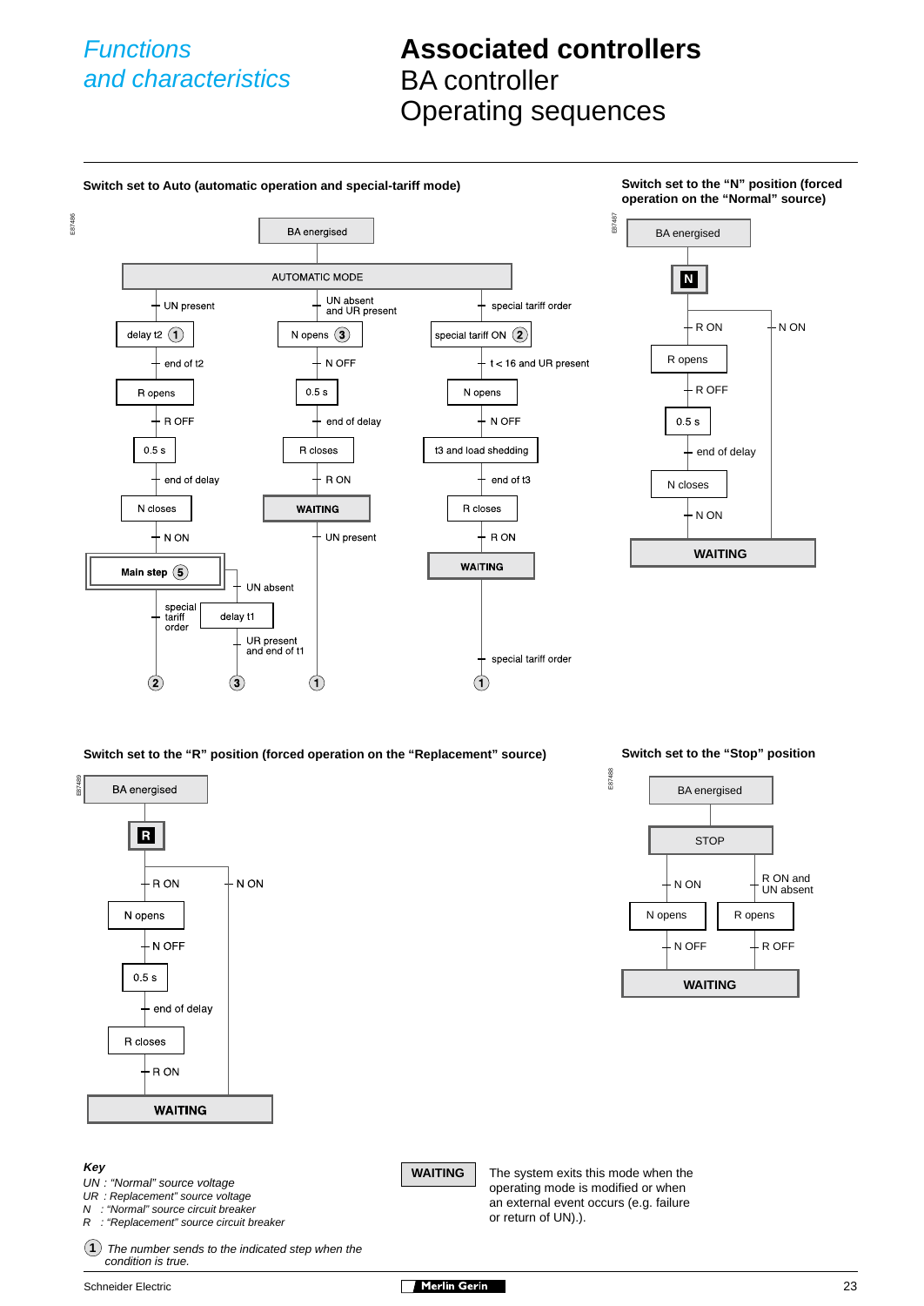# Functions and characteristics

# Associated controllers

## BA controller

## Operating sequences

### Switch set to Auto (automatic operation and special-tariff mode)

BA energised

AUTOMATIC MODE

UN present — delay t2 (1) — end of t2 — R opens — R OFF — 0.5 s — end of delay — N closes — N ON — Main step (5)

UN absent and UR present — N opens (3) — N OFF — 0.5 s — end of delay — R closes — R ON — WAITING — UN present — (1)

special tariff order — special tariff ON (2) — t < 16 and UR present — N opens — N OFF — t3 and load shedding — end of t3 — R closes — R ON — WAITING — special tariff order — (1)

Main step (5): special tariff order — (2); UN absent — delay t1 — UR present and end of t1 — (3)

### Switch set to the "N" position (forced operation on the "Normal" source)

BA energised

N

R ON — R opens — R OFF — 0.5 s — end of delay — N closes — N ON — WAITING

N ON — WAITING

### Switch set to the "R" position (forced operation on the "Replacement" source)

BA energised

R

R ON — N opens — N OFF — 0.5 s — end of delay — R closes — R ON — WAITING

N ON — WAITING

### Switch set to the "Stop" position

BA energised

STOP

N ON — N opens — N OFF — WAITING

R ON and UN absent — R opens — R OFF — WAITING

**Key**

*UN : "Normal" source voltage*
*UR : Replacement" source voltage*
*N : "Normal" source circuit breaker*
*R : "Replacement" source circuit breaker*

*(1) The number sends to the indicated step when the condition is true.*

**WAITING** The system exits this mode when the operating mode is modified or when an external event occurs (e.g. failure or return of UN).).

Schneider Electric — Merlin Gerin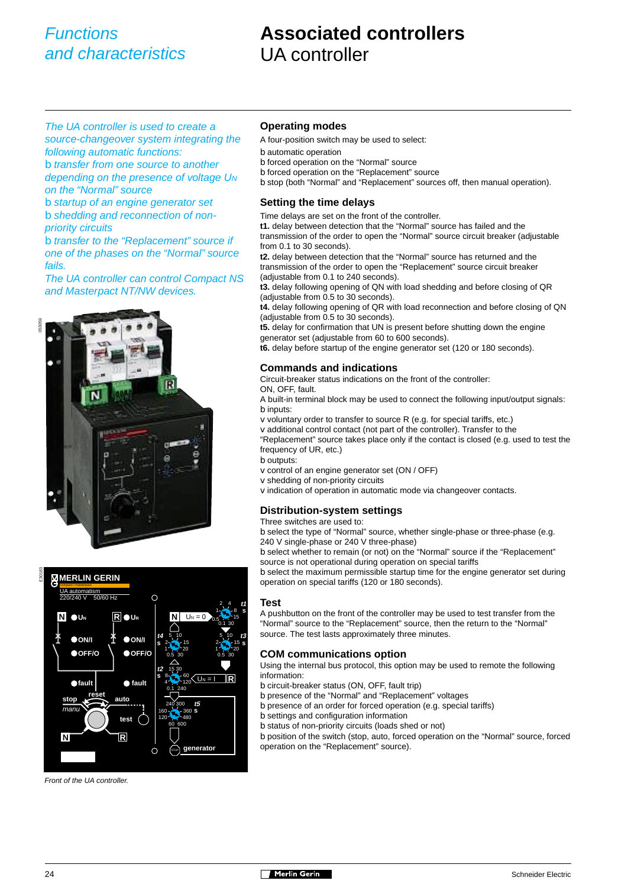# Functions and characteristics

# Associated controllers
## UA controller

*The UA controller is used to create a source-changeover system integrating the following automatic functions:*

- *transfer from one source to another depending on the presence of voltage $U_N$ on the "Normal" source*
- *startup of an engine generator set*
- *shedding and reconnection of non-priority circuits*
- *transfer to the "Replacement" source if one of the phases on the "Normal" source fails.*

*The UA controller can control Compact NS and Masterpact NT/NW devices.*

Front of the UA controller.

### Operating modes

A four-position switch may be used to select:

- automatic operation
- forced operation on the "Normal" source
- forced operation on the "Replacement" source
- stop (both "Normal" and "Replacement" sources off, then manual operation).

### Setting the time delays

Time delays are set on the front of the controller.

**t1.** delay between detection that the "Normal" source has failed and the transmission of the order to open the "Normal" source circuit breaker (adjustable from 0.1 to 30 seconds).

**t2.** delay between detection that the "Normal" source has returned and the transmission of the order to open the "Replacement" source circuit breaker (adjustable from 0.1 to 240 seconds).

**t3.** delay following opening of QN with load shedding and before closing of QR (adjustable from 0.5 to 30 seconds).

**t4.** delay following opening of QR with load reconnection and before closing of QN (adjustable from 0.5 to 30 seconds).

**t5.** delay for confirmation that UN is present before shutting down the engine generator set (adjustable from 60 to 600 seconds).

**t6.** delay before startup of the engine generator set (120 or 180 seconds).

### Commands and indications

Circuit-breaker status indications on the front of the controller:
ON, OFF, fault.

A built-in terminal block may be used to connect the following input/output signals:

- inputs:
  - voluntary order to transfer to source R (e.g. for special tariffs, etc.)
  - additional control contact (not part of the controller). Transfer to the "Replacement" source takes place only if the contact is closed (e.g. used to test the frequency of UR, etc.)
- outputs:
  - control of an engine generator set (ON / OFF)
  - shedding of non-priority circuits
  - indication of operation in automatic mode via changeover contacts.

### Distribution-system settings

Three switches are used to:

- select the type of "Normal" source, whether single-phase or three-phase (e.g. 240 V single-phase or 240 V three-phase)
- select whether to remain (or not) on the "Normal" source if the "Replacement" source is not operational during operation on special tariffs
- select the maximum permissible startup time for the engine generator set during operation on special tariffs (120 or 180 seconds).

### Test

A pushbutton on the front of the controller may be used to test transfer from the "Normal" source to the "Replacement" source, then the return to the "Normal" source. The test lasts approximately three minutes.

### COM communications option

Using the internal bus protocol, this option may be used to remote the following information:

- circuit-breaker status (ON, OFF, fault trip)
- presence of the "Normal" and "Replacement" voltages
- presence of an order for forced operation (e.g. special tariffs)
- settings and configuration information
- status of non-priority circuits (loads shed or not)
- position of the switch (stop, auto, forced operation on the "Normal" source, forced operation on the "Replacement" source).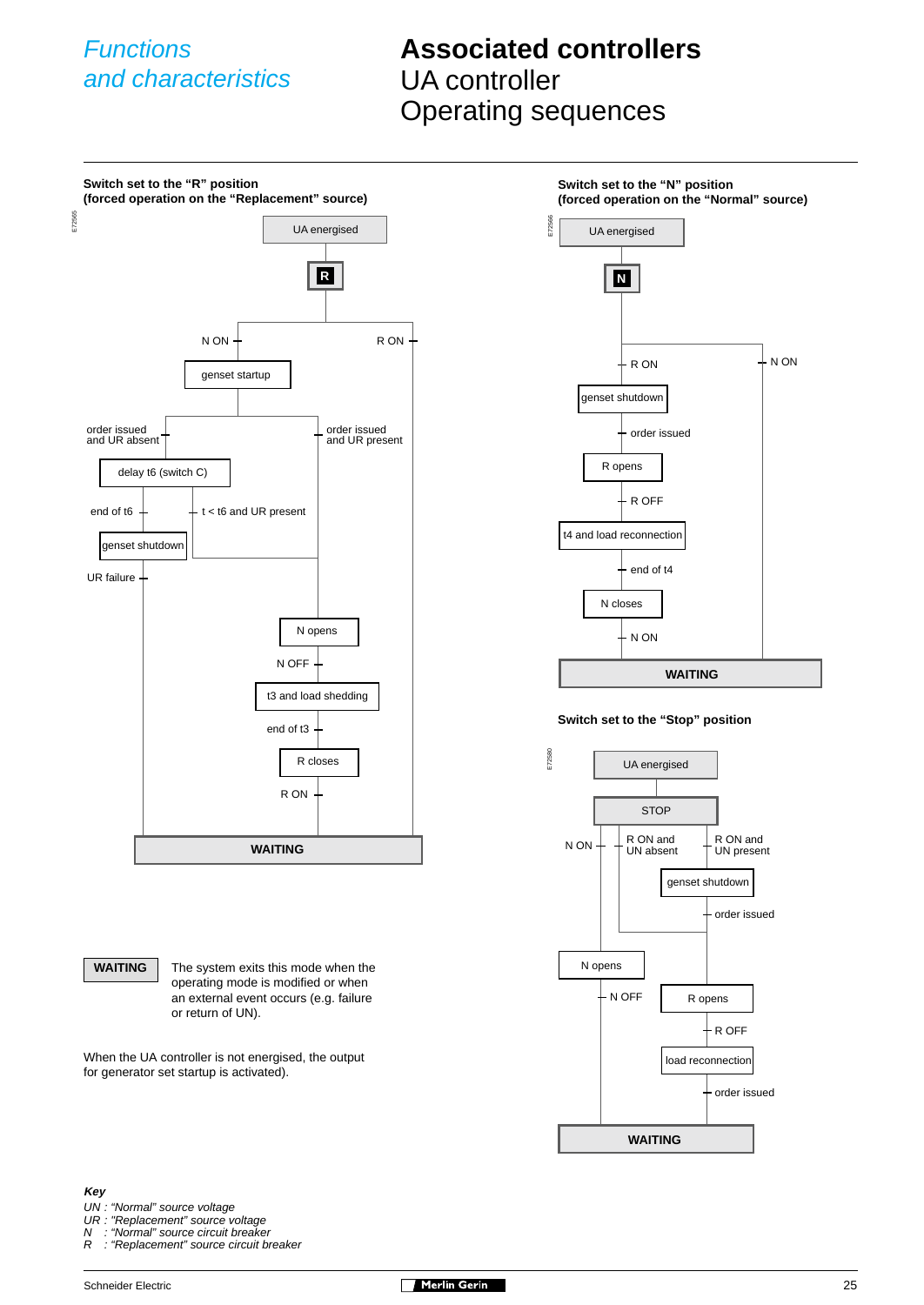## Functions and characteristics

# Associated controllers

## UA controller
## Operating sequences

**Switch set to the "R" position**
**(forced operation on the "Replacement" source)**

E72565

UA energised

R

N ON

R ON

genset startup

order issued and UR absent

order issued and UR present

delay t6 (switch C)

end of t6

t < t6 and UR present

genset shutdown

UR failure

N opens

N OFF

t3 and load shedding

end of t3

R closes

R ON

WAITING

**Switch set to the "N" position**
**(forced operation on the "Normal" source)**

E72566

UA energised

N

R ON

N ON

genset shutdown

order issued

R opens

R OFF

t4 and load reconnection

end of t4

N closes

N ON

WAITING

**Switch set to the "Stop" position**

E72580

UA energised

STOP

N ON

R ON and UN absent

R ON and UN present

genset shutdown

order issued

N opens

N OFF

R opens

R OFF

load reconnection

order issued

WAITING

**WAITING** The system exits this mode when the operating mode is modified or when an external event occurs (e.g. failure or return of UN).

When the UA controller is not energised, the output for generator set startup is activated).

***Key***

*UN : "Normal" source voltage*
*UR : "Replacement" source voltage*
*N : "Normal" source circuit breaker*
*R : "Replacement" source circuit breaker*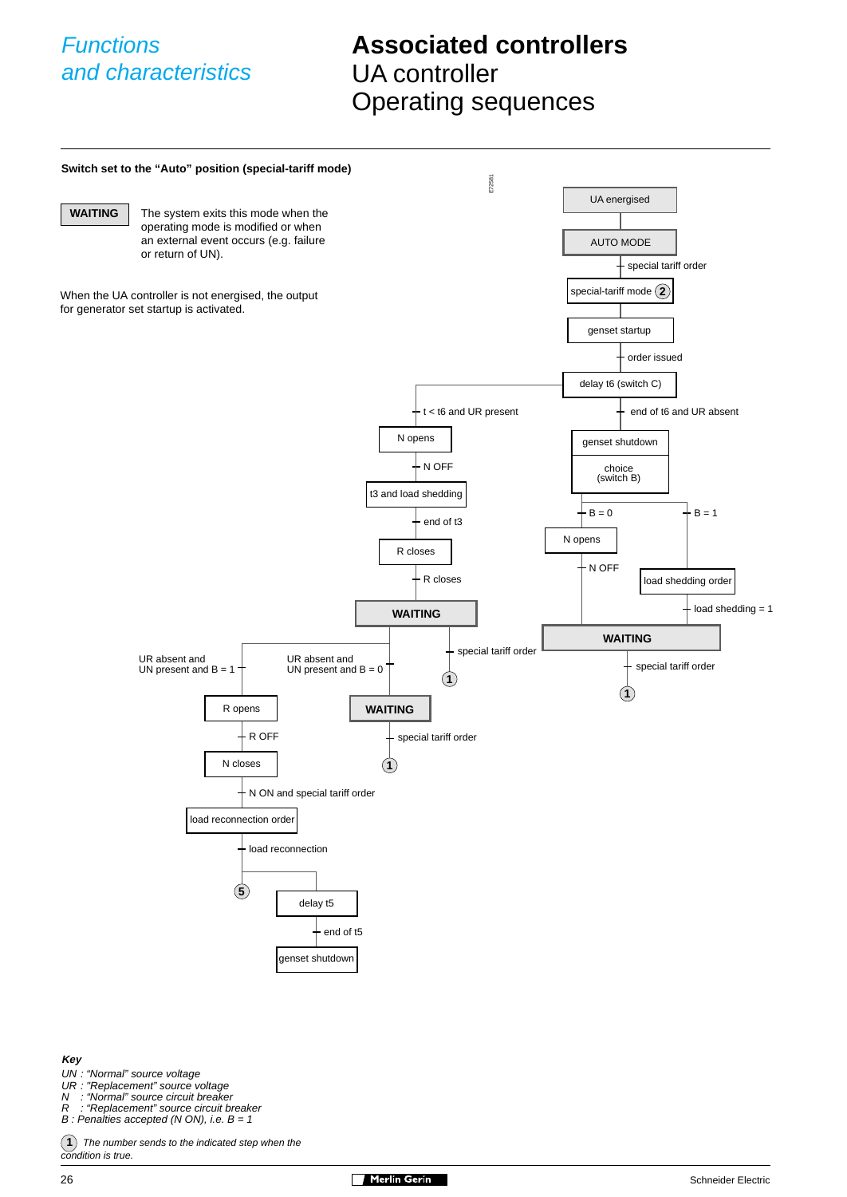# Functions and characteristics

# Associated controllers
## UA controller
## Operating sequences

**Switch set to the "Auto" position (special-tariff mode)**

**WAITING** The system exits this mode when the operating mode is modified or when an external event occurs (e.g. failure or return of UN).

When the UA controller is not energised, the output for generator set startup is activated.

E72581

UA energised

AUTO MODE

special tariff order

special-tariff mode (2)

genset startup

order issued

delay t6 (switch C)

t < t6 and UR present

end of t6 and UR absent

N opens

N OFF

t3 and load shedding

end of t3

R closes

R closes

WAITING

genset shutdown

choice (switch B)

B = 0

B = 1

N opens

N OFF

load shedding order

load shedding = 1

WAITING

special tariff order

(1)

UR absent and UN present and B = 1

UR absent and UN present and B = 0

special tariff order

(1)

R opens

R OFF

N closes

N ON and special tariff order

load reconnection order

load reconnection

(5)

delay t5

end of t5

genset shutdown

WAITING

special tariff order

(1)

*Key*
*UN : "Normal" source voltage*
*UR : "Replacement" source voltage*
*N : "Normal" source circuit breaker*
*R : "Replacement" source circuit breaker*
*B : Penalties accepted (N ON), i.e. B = 1*

*(1) The number sends to the indicated step when the condition is true.*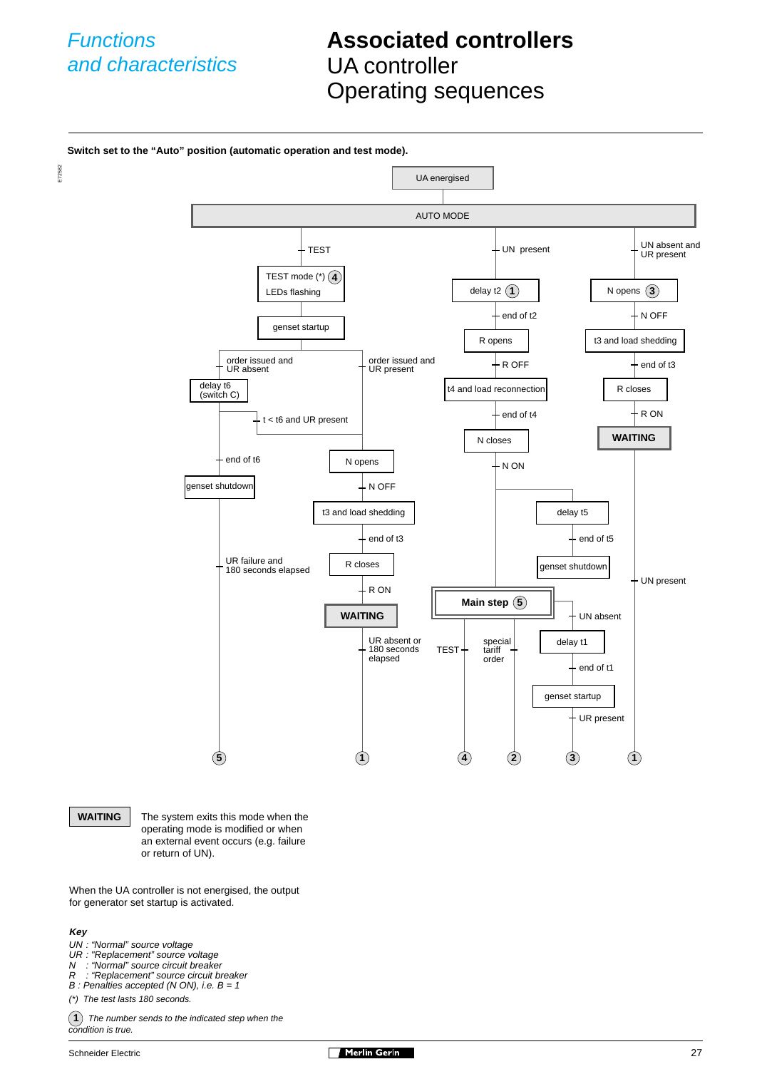# Functions and characteristics

# Associated controllers
## UA controller
## Operating sequences

**Switch set to the “Auto” position (automatic operation and test mode).**

E72582

UA energised

AUTO MODE

TEST

TEST mode (*) 4
LEDs flashing

genset startup

order issued and UR absent

delay t6 (switch C)

t < t6 and UR present

end of t6

genset shutdown

UR failure and 180 seconds elapsed

order issued and UR present

N opens

N OFF

t3 and load shedding

end of t3

R closes

R ON

WAITING

UR absent or 180 seconds elapsed

UN present

delay t2 1

end of t2

R opens

R OFF

t4 and load reconnection

end of t4

N closes

N ON

delay t5

end of t5

genset shutdown

Main step 5

TEST

special tariff order

UN absent

delay t1

end of t1

genset startup

UR present

UN absent and UR present

N opens 3

N OFF

t3 and load shedding

end of t3

R closes

R ON

WAITING

UN present

5 1 4 2 3 1

**WAITING** The system exits this mode when the operating mode is modified or when an external event occurs (e.g. failure or return of UN).

When the UA controller is not energised, the output for generator set startup is activated.

***Key***

*UN : “Normal” source voltage*
*UR : “Replacement” source voltage*
*N : “Normal” source circuit breaker*
*R : “Replacement” source circuit breaker*
*B : Penalties accepted (N ON), i.e. B = 1*

*(*) The test lasts 180 seconds.*

*1 The number sends to the indicated step when the condition is true.*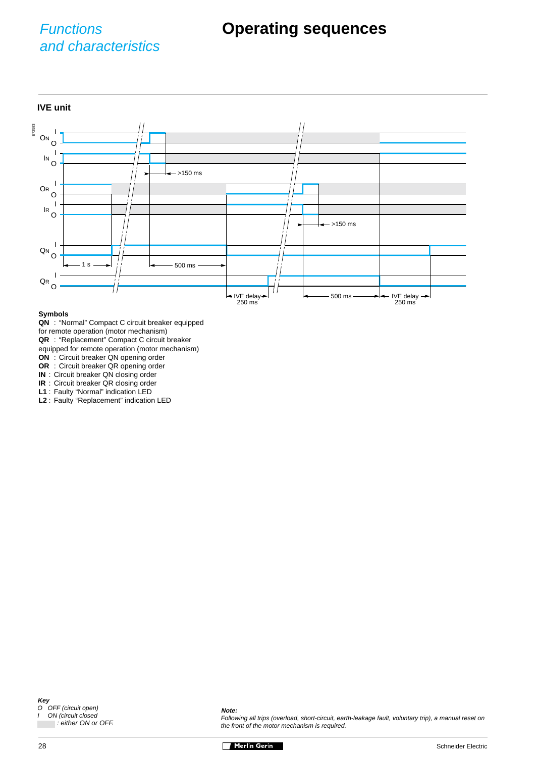# Functions and characteristics

# Operating sequences

## IVE unit

ON I O

IN I O

>150 ms

OR I O

IR I O

>150 ms

QN I O

1 s

500 ms

QR I O

IVE delay 250 ms

500 ms

IVE delay 250 ms

### Symbols

**QN** : "Normal" Compact C circuit breaker equipped for remote operation (motor mechanism)
**QR** : "Replacement" Compact C circuit breaker equipped for remote operation (motor mechanism)
**ON** : Circuit breaker QN opening order
**OR** : Circuit breaker QR opening order
**IN** : Circuit breaker QN closing order
**IR** : Circuit breaker QR closing order
**L1** : Faulty "Normal" indication LED
**L2** : Faulty "Replacement" indication LED

***Key***
*O OFF (circuit open)*
*I ON (circuit closed*
*: either ON or OFF.*

***Note:***
*Following all trips (overload, short-circuit, earth-leakage fault, voluntary trip), a manual reset on the front of the motor mechanism is required.*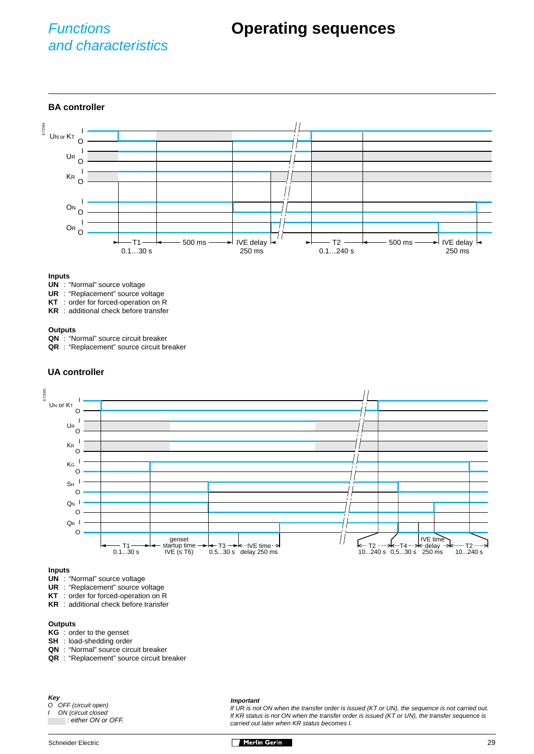# Functions and characteristics

# Operating sequences

## BA controller

E72584

UN or KT I O
UR I O
KR I O
ON I O
OR I O

T1 0.1…30 s
500 ms
IVE delay 250 ms
T2 0.1…240 s
500 ms
IVE delay 250 ms

**Inputs**

**UN** : "Normal" source voltage
**UR** : "Replacement" source voltage
**KT** : order for forced-operation on R
**KR** : additional check before transfer

**Outputs**

**QN** : "Normal" source circuit breaker
**QR** : "Replacement" source circuit breaker

## UA controller

E72585

UN or KT I O
UR I O
KR I O
KG I O
SH I O
QN I O
QR I O

T1 0.1…30 s
genset startup time IVE (≤ T6)
T3 0.5…30 s
IVE time delay 250 ms
T2 10…240 s
T4 0,5…30 s
IVE time delay 250 ms
T2 10…240 s

**Inputs**

**UN** : "Normal" source voltage
**UR** : "Replacement" source voltage
**KT** : order for forced-operation on R
**KR** : additional check before transfer

**Outputs**

**KG** : order to the genset
**SH** : load-shedding order
**QN** : "Normal" source circuit breaker
**QR** : "Replacement" source circuit breaker

***Key***

*O OFF (circuit open)*
*I ON (circuit closed*
*: either ON or OFF.*

***Important***

*If UR is not ON when the transfer order is issued (KT or UN), the sequence is not carried out.*
*If KR status is not ON when the transfer order is issued (KT or UN), the transfer sequence is carried out later when KR status becomes I.*